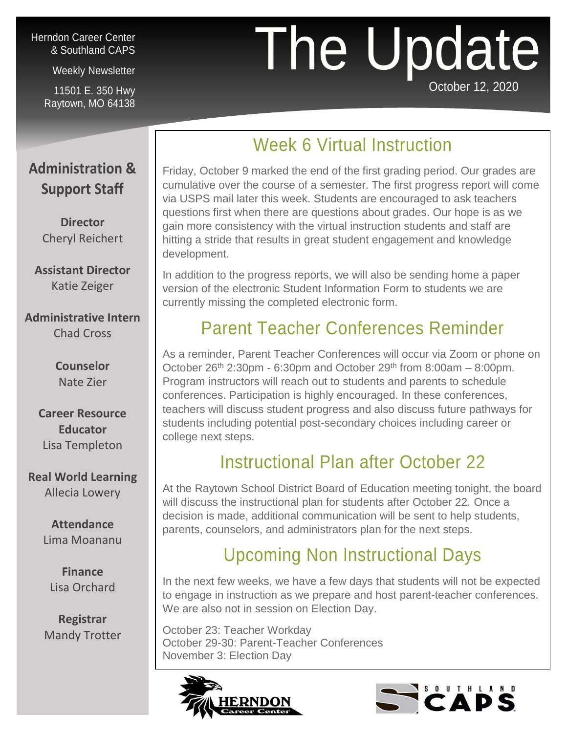Herndon Career Center & Southland CAPS

Weekly Newsletter

11501 E. 350 Hwy
Raytown, MO 64138

# The Update

October 12, 2020

## Administration & Support Staff

**Director**
Cheryl Reichert

**Assistant Director**
Katie Zeiger

**Administrative Intern**
Chad Cross

**Counselor**
Nate Zier

**Career Resource Educator**
Lisa Templeton

**Real World Learning**
Allecia Lowery

**Attendance**
Lima Moananu

**Finance**
Lisa Orchard

**Registrar**
Mandy Trotter

## Week 6 Virtual Instruction

Friday, October 9 marked the end of the first grading period. Our grades are cumulative over the course of a semester. The first progress report will come via USPS mail later this week. Students are encouraged to ask teachers questions first when there are questions about grades. Our hope is as we gain more consistency with the virtual instruction students and staff are hitting a stride that results in great student engagement and knowledge development.

In addition to the progress reports, we will also be sending home a paper version of the electronic Student Information Form to students we are currently missing the completed electronic form.

## Parent Teacher Conferences Reminder

As a reminder, Parent Teacher Conferences will occur via Zoom or phone on October 26th 2:30pm - 6:30pm and October 29th from 8:00am – 8:00pm. Program instructors will reach out to students and parents to schedule conferences. Participation is highly encouraged. In these conferences, teachers will discuss student progress and also discuss future pathways for students including potential post-secondary choices including career or college next steps.

## Instructional Plan after October 22

At the Raytown School District Board of Education meeting tonight, the board will discuss the instructional plan for students after October 22. Once a decision is made, additional communication will be sent to help students, parents, counselors, and administrators plan for the next steps.

## Upcoming Non Instructional Days

In the next few weeks, we have a few days that students will not be expected to engage in instruction as we prepare and host parent-teacher conferences. We are also not in session on Election Day.

October 23: Teacher Workday
October 29-30: Parent-Teacher Conferences
November 3: Election Day

HERNDON Career Center

SOUTHLAND CAPS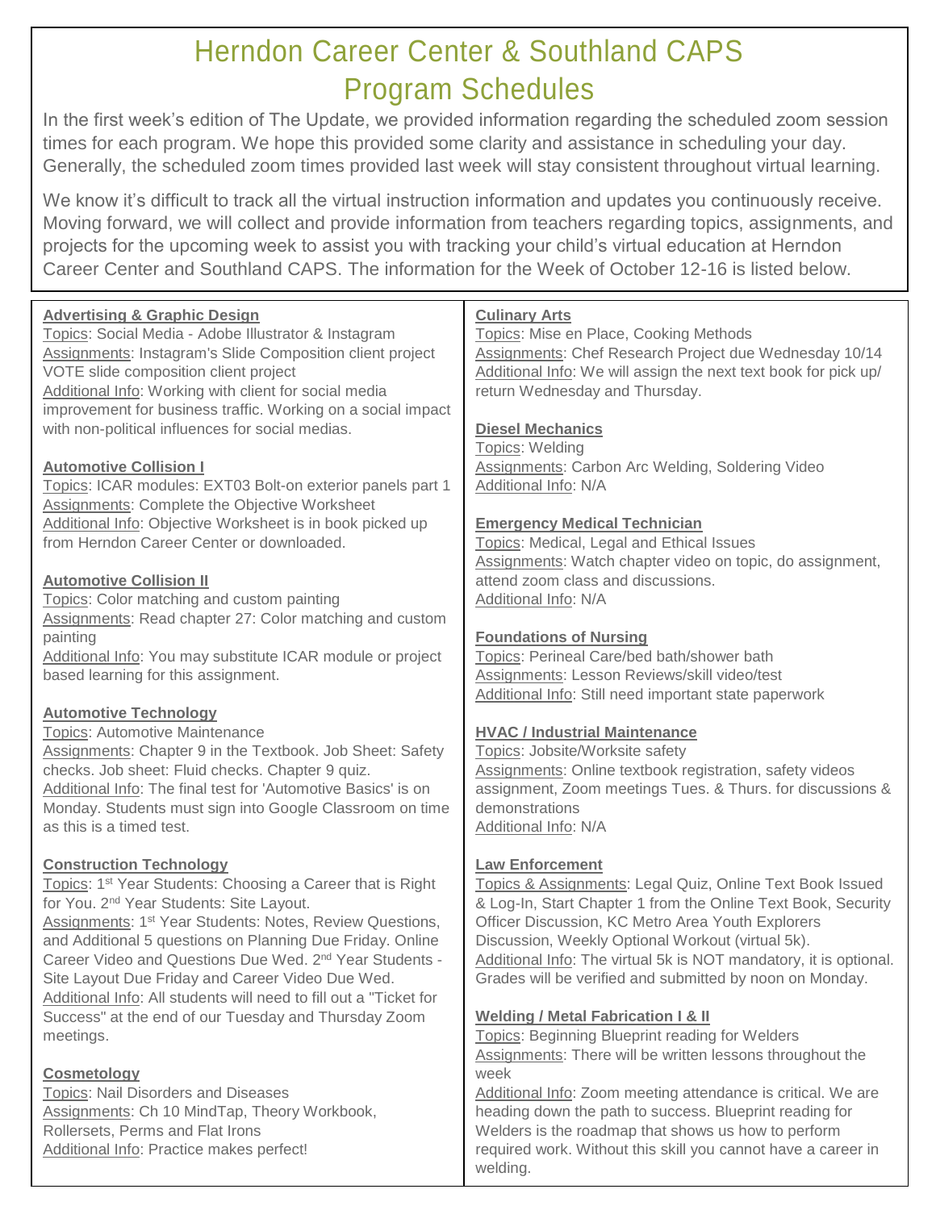# Herndon Career Center & Southland CAPS Program Schedules

In the first week's edition of The Update, we provided information regarding the scheduled zoom session times for each program. We hope this provided some clarity and assistance in scheduling your day. Generally, the scheduled zoom times provided last week will stay consistent throughout virtual learning.

We know it's difficult to track all the virtual instruction information and updates you continuously receive. Moving forward, we will collect and provide information from teachers regarding topics, assignments, and projects for the upcoming week to assist you with tracking your child's virtual education at Herndon Career Center and Southland CAPS. The information for the Week of October 12-16 is listed below.

**Advertising & Graphic Design**
Topics: Social Media - Adobe Illustrator & Instagram
Assignments: Instagram's Slide Composition client project VOTE slide composition client project
Additional Info: Working with client for social media improvement for business traffic. Working on a social impact with non-political influences for social medias.

**Automotive Collision I**
Topics: ICAR modules: EXT03 Bolt-on exterior panels part 1
Assignments: Complete the Objective Worksheet
Additional Info: Objective Worksheet is in book picked up from Herndon Career Center or downloaded.

**Automotive Collision II**
Topics: Color matching and custom painting
Assignments: Read chapter 27: Color matching and custom painting
Additional Info: You may substitute ICAR module or project based learning for this assignment.

**Automotive Technology**
Topics: Automotive Maintenance
Assignments: Chapter 9 in the Textbook. Job Sheet: Safety checks. Job sheet: Fluid checks. Chapter 9 quiz.
Additional Info: The final test for 'Automotive Basics' is on Monday. Students must sign into Google Classroom on time as this is a timed test.

**Construction Technology**
Topics: 1st Year Students: Choosing a Career that is Right for You. 2nd Year Students: Site Layout.
Assignments: 1st Year Students: Notes, Review Questions, and Additional 5 questions on Planning Due Friday. Online Career Video and Questions Due Wed. 2nd Year Students - Site Layout Due Friday and Career Video Due Wed.
Additional Info: All students will need to fill out a "Ticket for Success" at the end of our Tuesday and Thursday Zoom meetings.

**Cosmetology**
Topics: Nail Disorders and Diseases
Assignments: Ch 10 MindTap, Theory Workbook, Rollersets, Perms and Flat Irons
Additional Info: Practice makes perfect!

**Culinary Arts**
Topics: Mise en Place, Cooking Methods
Assignments: Chef Research Project due Wednesday 10/14
Additional Info: We will assign the next text book for pick up/ return Wednesday and Thursday.

**Diesel Mechanics**
Topics: Welding
Assignments: Carbon Arc Welding, Soldering Video
Additional Info: N/A

**Emergency Medical Technician**
Topics: Medical, Legal and Ethical Issues
Assignments: Watch chapter video on topic, do assignment, attend zoom class and discussions.
Additional Info: N/A

**Foundations of Nursing**
Topics: Perineal Care/bed bath/shower bath
Assignments: Lesson Reviews/skill video/test
Additional Info: Still need important state paperwork

**HVAC / Industrial Maintenance**
Topics: Jobsite/Worksite safety
Assignments: Online textbook registration, safety videos assignment, Zoom meetings Tues. & Thurs. for discussions & demonstrations
Additional Info: N/A

**Law Enforcement**
Topics & Assignments: Legal Quiz, Online Text Book Issued & Log-In, Start Chapter 1 from the Online Text Book, Security Officer Discussion, KC Metro Area Youth Explorers Discussion, Weekly Optional Workout (virtual 5k).
Additional Info: The virtual 5k is NOT mandatory, it is optional. Grades will be verified and submitted by noon on Monday.

**Welding / Metal Fabrication I & II**
Topics: Beginning Blueprint reading for Welders
Assignments: There will be written lessons throughout the week
Additional Info: Zoom meeting attendance is critical. We are heading down the path to success. Blueprint reading for Welders is the roadmap that shows us how to perform required work. Without this skill you cannot have a career in welding.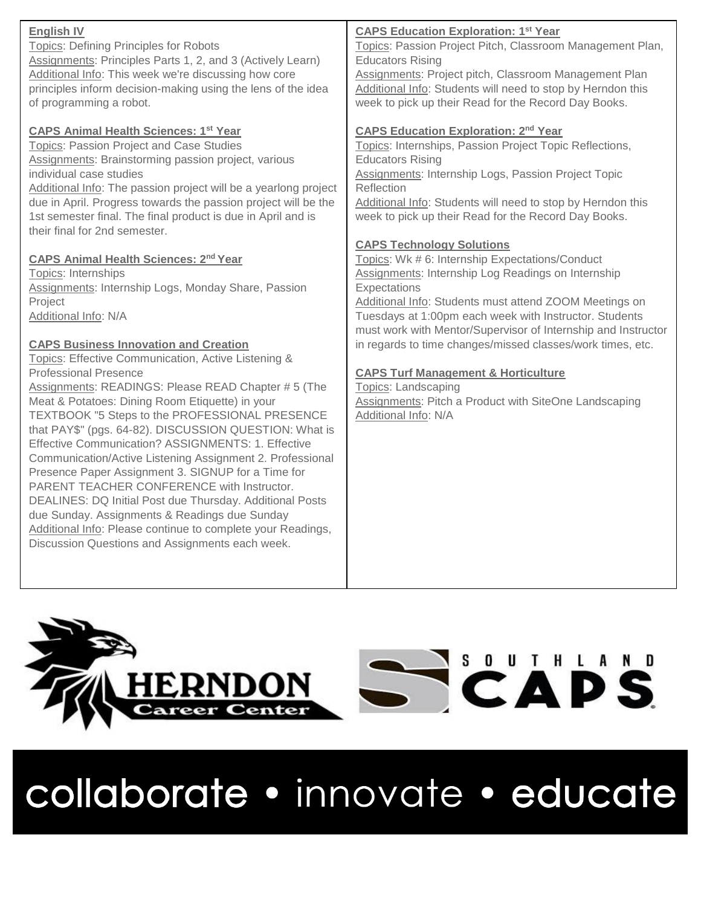**English IV**

Topics: Defining Principles for Robots
Assignments: Principles Parts 1, 2, and 3 (Actively Learn)
Additional Info: This week we're discussing how core principles inform decision-making using the lens of the idea of programming a robot.

**CAPS Animal Health Sciences: 1st Year**

Topics: Passion Project and Case Studies
Assignments: Brainstorming passion project, various individual case studies
Additional Info: The passion project will be a yearlong project due in April. Progress towards the passion project will be the 1st semester final. The final product is due in April and is their final for 2nd semester.

**CAPS Animal Health Sciences: 2nd Year**

Topics: Internships
Assignments: Internship Logs, Monday Share, Passion Project
Additional Info: N/A

**CAPS Business Innovation and Creation**

Topics: Effective Communication, Active Listening & Professional Presence
Assignments: READINGS: Please READ Chapter # 5 (The Meat & Potatoes: Dining Room Etiquette) in your TEXTBOOK "5 Steps to the PROFESSIONAL PRESENCE that PAY$" (pgs. 64-82). DISCUSSION QUESTION: What is Effective Communication? ASSIGNMENTS: 1. Effective Communication/Active Listening Assignment 2. Professional Presence Paper Assignment 3. SIGNUP for a Time for PARENT TEACHER CONFERENCE with Instructor. DEALINES: DQ Initial Post due Thursday. Additional Posts due Sunday. Assignments & Readings due Sunday
Additional Info: Please continue to complete your Readings, Discussion Questions and Assignments each week.

**CAPS Education Exploration: 1st Year**

Topics: Passion Project Pitch, Classroom Management Plan, Educators Rising
Assignments: Project pitch, Classroom Management Plan
Additional Info: Students will need to stop by Herndon this week to pick up their Read for the Record Day Books.

**CAPS Education Exploration: 2nd Year**

Topics: Internships, Passion Project Topic Reflections, Educators Rising
Assignments: Internship Logs, Passion Project Topic Reflection
Additional Info: Students will need to stop by Herndon this week to pick up their Read for the Record Day Books.

**CAPS Technology Solutions**

Topics: Wk # 6: Internship Expectations/Conduct
Assignments: Internship Log Readings on Internship Expectations
Additional Info: Students must attend ZOOM Meetings on Tuesdays at 1:00pm each week with Instructor. Students must work with Mentor/Supervisor of Internship and Instructor in regards to time changes/missed classes/work times, etc.

**CAPS Turf Management & Horticulture**

Topics: Landscaping
Assignments: Pitch a Product with SiteOne Landscaping
Additional Info: N/A

HERNDON Career Center

SOUTHLAND CAPS

collaborate • innovate • educate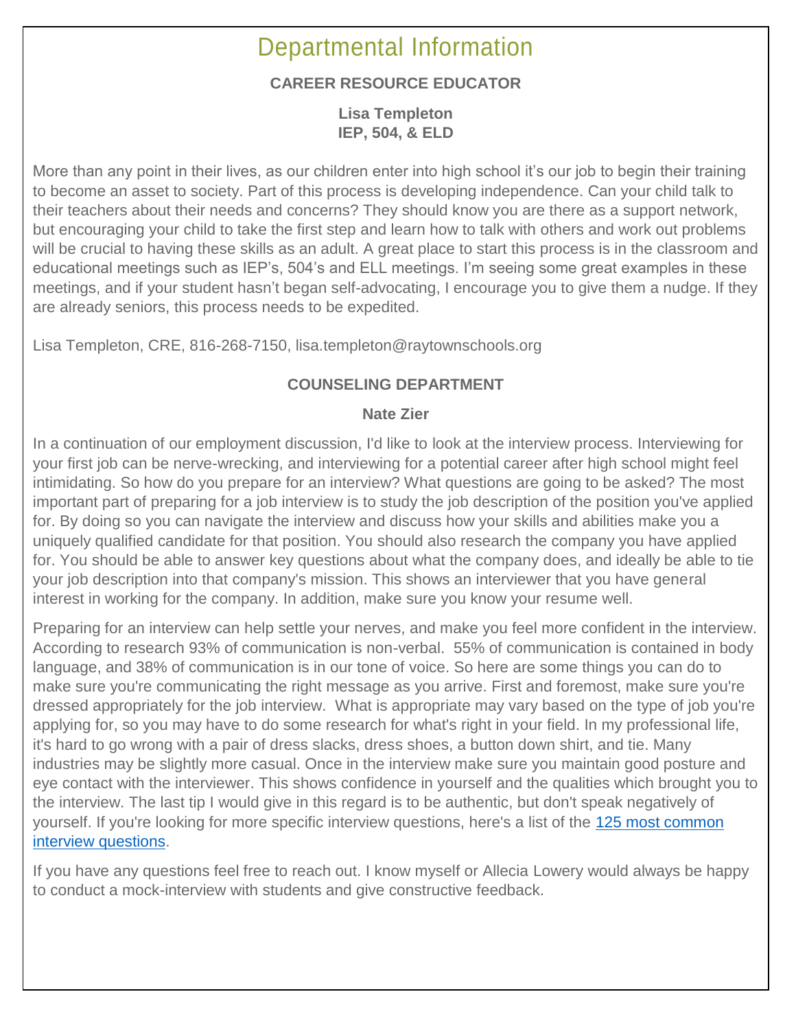# Departmental Information

## CAREER RESOURCE EDUCATOR

**Lisa Templeton**
**IEP, 504, & ELD**

More than any point in their lives, as our children enter into high school it's our job to begin their training to become an asset to society. Part of this process is developing independence. Can your child talk to their teachers about their needs and concerns? They should know you are there as a support network, but encouraging your child to take the first step and learn how to talk with others and work out problems will be crucial to having these skills as an adult. A great place to start this process is in the classroom and educational meetings such as IEP's, 504's and ELL meetings. I'm seeing some great examples in these meetings, and if your student hasn't began self-advocating, I encourage you to give them a nudge. If they are already seniors, this process needs to be expedited.

Lisa Templeton, CRE, 816-268-7150, lisa.templeton@raytownschools.org

## COUNSELING DEPARTMENT

**Nate Zier**

In a continuation of our employment discussion, I'd like to look at the interview process. Interviewing for your first job can be nerve-wrecking, and interviewing for a potential career after high school might feel intimidating. So how do you prepare for an interview? What questions are going to be asked? The most important part of preparing for a job interview is to study the job description of the position you've applied for. By doing so you can navigate the interview and discuss how your skills and abilities make you a uniquely qualified candidate for that position. You should also research the company you have applied for. You should be able to answer key questions about what the company does, and ideally be able to tie your job description into that company's mission. This shows an interviewer that you have general interest in working for the company. In addition, make sure you know your resume well.

Preparing for an interview can help settle your nerves, and make you feel more confident in the interview. According to research 93% of communication is non-verbal. 55% of communication is contained in body language, and 38% of communication is in our tone of voice. So here are some things you can do to make sure you're communicating the right message as you arrive. First and foremost, make sure you're dressed appropriately for the job interview. What is appropriate may vary based on the type of job you're applying for, so you may have to do some research for what's right in your field. In my professional life, it's hard to go wrong with a pair of dress slacks, dress shoes, a button down shirt, and tie. Many industries may be slightly more casual. Once in the interview make sure you maintain good posture and eye contact with the interviewer. This shows confidence in yourself and the qualities which brought you to the interview. The last tip I would give in this regard is to be authentic, but don't speak negatively of yourself. If you're looking for more specific interview questions, here's a list of the [125 most common interview questions](#).

If you have any questions feel free to reach out. I know myself or Allecia Lowery would always be happy to conduct a mock-interview with students and give constructive feedback.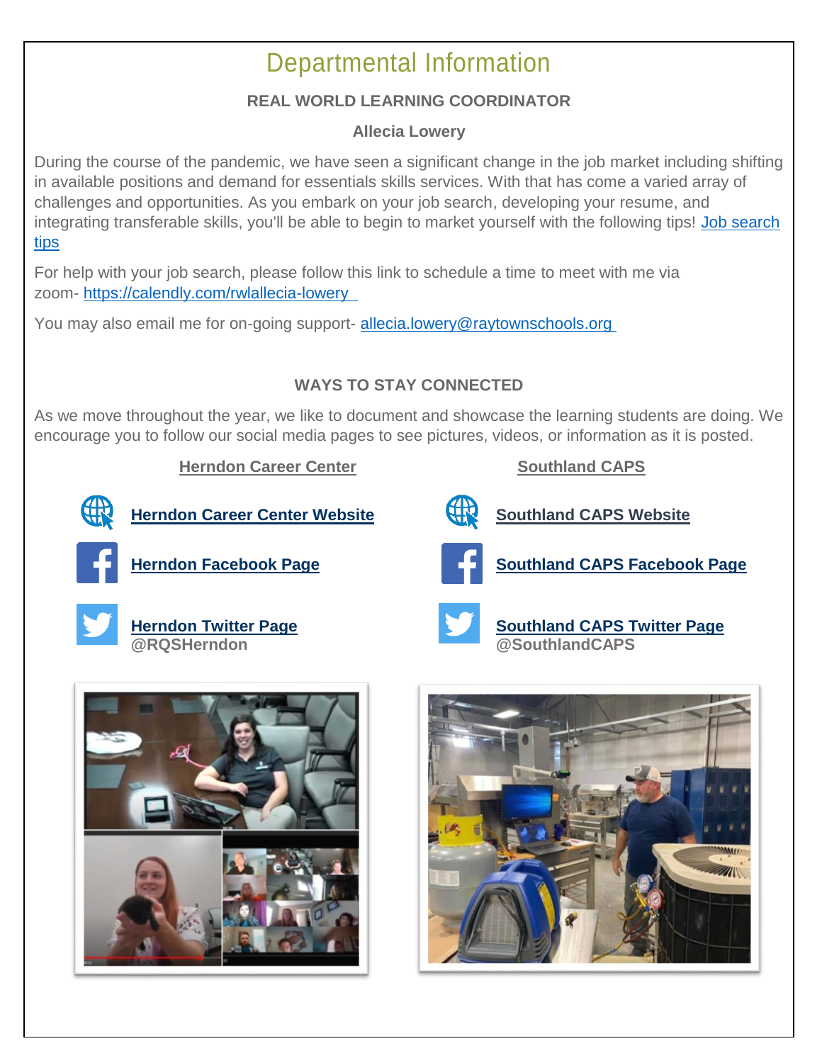# Departmental Information

## REAL WORLD LEARNING COORDINATOR

**Allecia Lowery**

During the course of the pandemic, we have seen a significant change in the job market including shifting in available positions and demand for essentials skills services. With that has come a varied array of challenges and opportunities. As you embark on your job search, developing your resume, and integrating transferable skills, you'll be able to begin to market yourself with the following tips! Job search tips

For help with your job search, please follow this link to schedule a time to meet with me via zoom- https://calendly.com/rwlallecia-lowery

You may also email me for on-going support- allecia.lowery@raytownschools.org

## WAYS TO STAY CONNECTED

As we move throughout the year, we like to document and showcase the learning students are doing. We encourage you to follow our social media pages to see pictures, videos, or information as it is posted.

**Herndon Career Center**

- **Herndon Career Center Website**
- **Herndon Facebook Page**
- **Herndon Twitter Page**
  **@RQSHerndon**

**Southland CAPS**

- **Southland CAPS Website**
- **Southland CAPS Facebook Page**
- **Southland CAPS Twitter Page**
  **@SouthlandCAPS**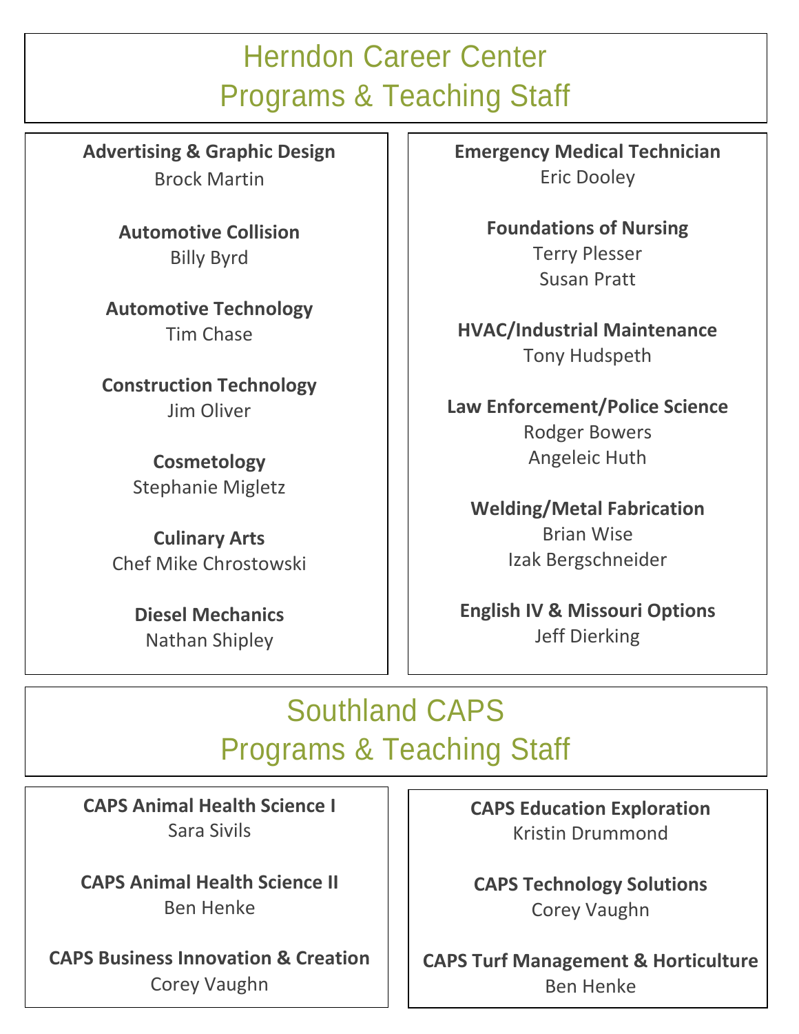# Herndon Career Center
# Programs & Teaching Staff

**Advertising & Graphic Design**
Brock Martin

**Automotive Collision**
Billy Byrd

**Automotive Technology**
Tim Chase

**Construction Technology**
Jim Oliver

**Cosmetology**
Stephanie Migletz

**Culinary Arts**
Chef Mike Chrostowski

**Diesel Mechanics**
Nathan Shipley

**Emergency Medical Technician**
Eric Dooley

**Foundations of Nursing**
Terry Plesser
Susan Pratt

**HVAC/Industrial Maintenance**
Tony Hudspeth

**Law Enforcement/Police Science**
Rodger Bowers
Angeleic Huth

**Welding/Metal Fabrication**
Brian Wise
Izak Bergschneider

**English IV & Missouri Options**
Jeff Dierking

# Southland CAPS
# Programs & Teaching Staff

**CAPS Animal Health Science I**
Sara Sivils

**CAPS Animal Health Science II**
Ben Henke

**CAPS Business Innovation & Creation**
Corey Vaughn

**CAPS Education Exploration**
Kristin Drummond

**CAPS Technology Solutions**
Corey Vaughn

**CAPS Turf Management & Horticulture**
Ben Henke